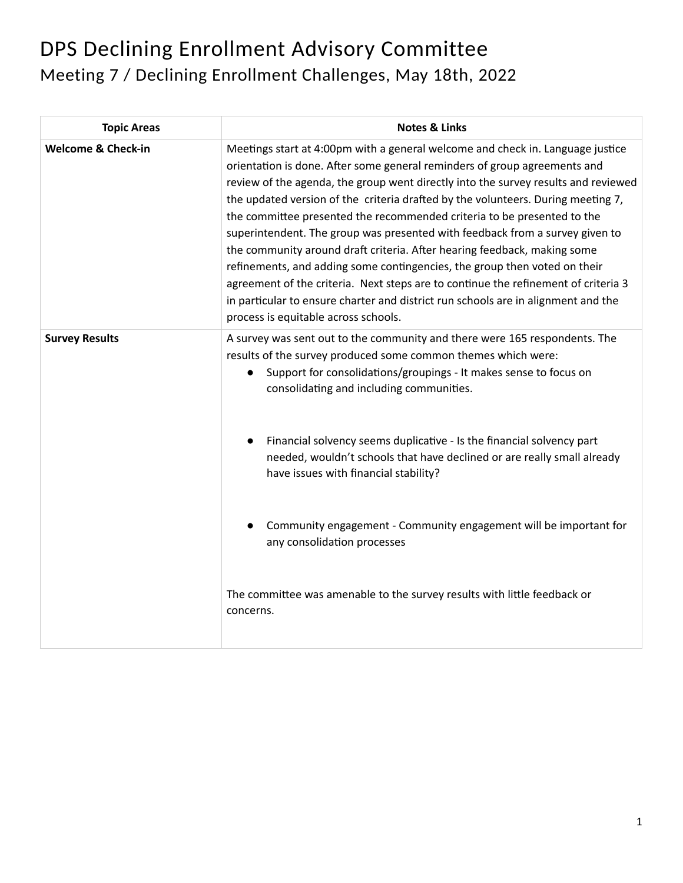# DPS Declining Enrollment Advisory Committee

## Meeting 7 / Declining Enrollment Challenges, May 18th, 2022

| Topic Areas | Notes & Links |
|---|---|
| **Welcome & Check-in** | Meetings start at 4:00pm with a general welcome and check in. Language justice orientation is done. After some general reminders of group agreements and review of the agenda, the group went directly into the survey results and reviewed the updated version of the criteria drafted by the volunteers. During meeting 7, the committee presented the recommended criteria to be presented to the superintendent. The group was presented with feedback from a survey given to the community around draft criteria. After hearing feedback, making some refinements, and adding some contingencies, the group then voted on their agreement of the criteria. Next steps are to continue the refinement of criteria 3 in particular to ensure charter and district run schools are in alignment and the process is equitable across schools. |
| **Survey Results** | A survey was sent out to the community and there were 165 respondents. The results of the survey produced some common themes which were:<br>● Support for consolidations/groupings - It makes sense to focus on consolidating and including communities.<br>● Financial solvency seems duplicative - Is the financial solvency part needed, wouldn't schools that have declined or are really small already have issues with financial stability?<br>● Community engagement - Community engagement will be important for any consolidation processes<br><br>The committee was amenable to the survey results with little feedback or concerns. |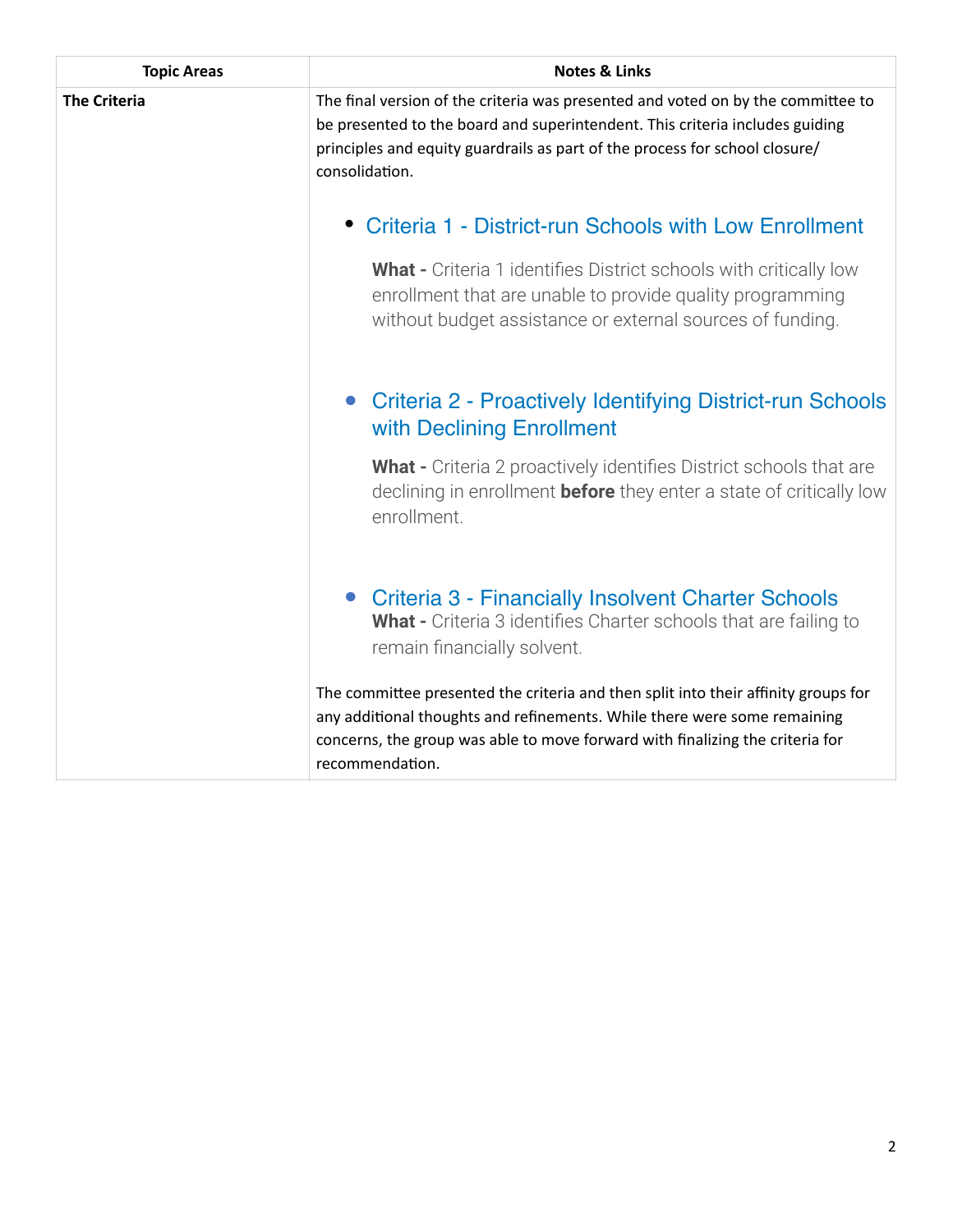| Topic Areas | Notes & Links |
|---|---|
| **The Criteria** | The final version of the criteria was presented and voted on by the committee to be presented to the board and superintendent. This criteria includes guiding principles and equity guardrails as part of the process for school closure/ consolidation.<br><br>• Criteria 1 - District-run Schools with Low Enrollment<br><br>**What -** Criteria 1 identifies District schools with critically low enrollment that are unable to provide quality programming without budget assistance or external sources of funding.<br><br>• Criteria 2 - Proactively Identifying District-run Schools with Declining Enrollment<br><br>**What -** Criteria 2 proactively identifies District schools that are declining in enrollment **before** they enter a state of critically low enrollment.<br><br>• Criteria 3 - Financially Insolvent Charter Schools<br>**What -** Criteria 3 identifies Charter schools that are failing to remain financially solvent.<br><br>The committee presented the criteria and then split into their affinity groups for any additional thoughts and refinements. While there were some remaining concerns, the group was able to move forward with finalizing the criteria for recommendation. |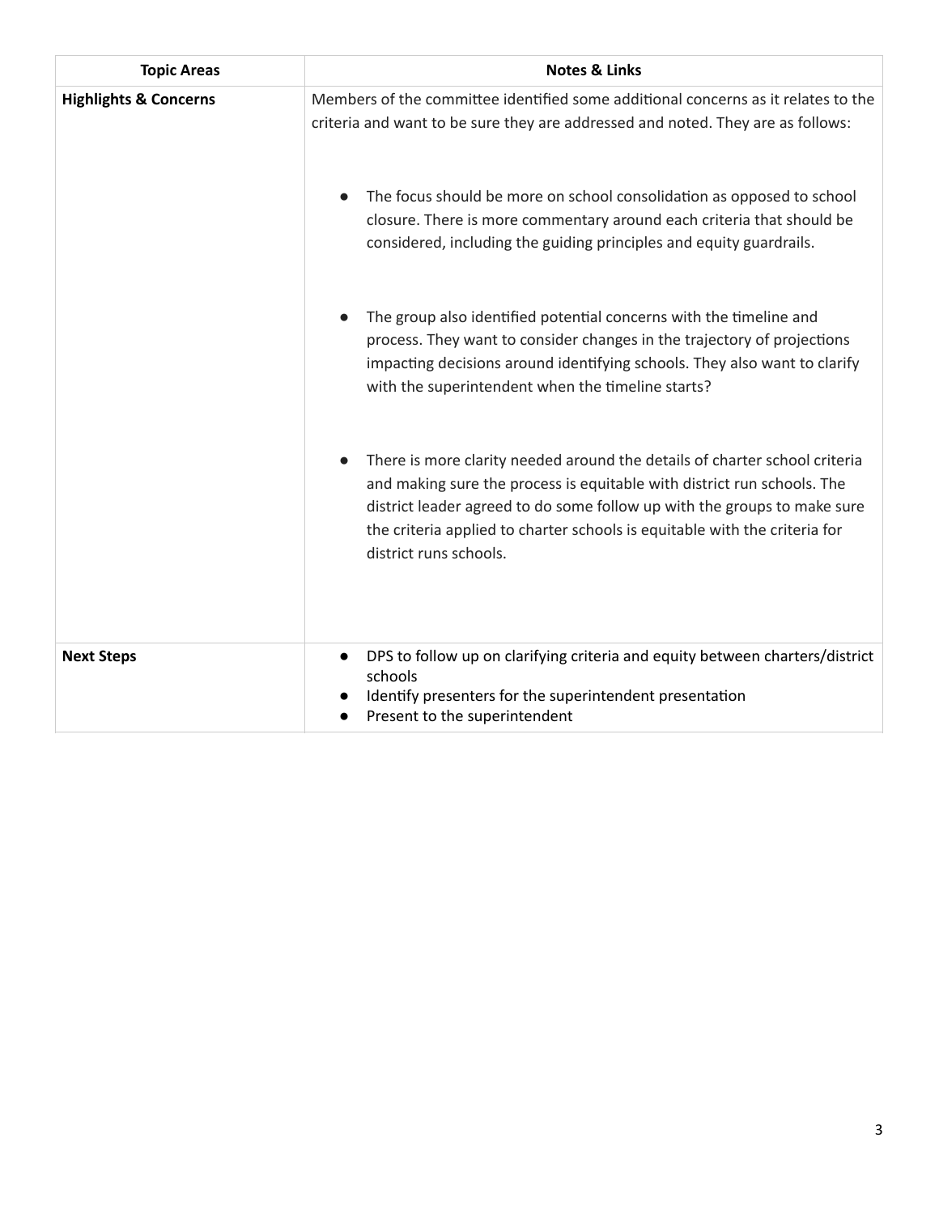| Topic Areas | Notes & Links |
|---|---|
| **Highlights & Concerns** | Members of the committee identified some additional concerns as it relates to the criteria and want to be sure they are addressed and noted. They are as follows:<br><br>● The focus should be more on school consolidation as opposed to school closure. There is more commentary around each criteria that should be considered, including the guiding principles and equity guardrails.<br><br>● The group also identified potential concerns with the timeline and process. They want to consider changes in the trajectory of projections impacting decisions around identifying schools. They also want to clarify with the superintendent when the timeline starts?<br><br>● There is more clarity needed around the details of charter school criteria and making sure the process is equitable with district run schools. The district leader agreed to do some follow up with the groups to make sure the criteria applied to charter schools is equitable with the criteria for district runs schools. |
| **Next Steps** | ● DPS to follow up on clarifying criteria and equity between charters/district schools<br>● Identify presenters for the superintendent presentation<br>● Present to the superintendent |